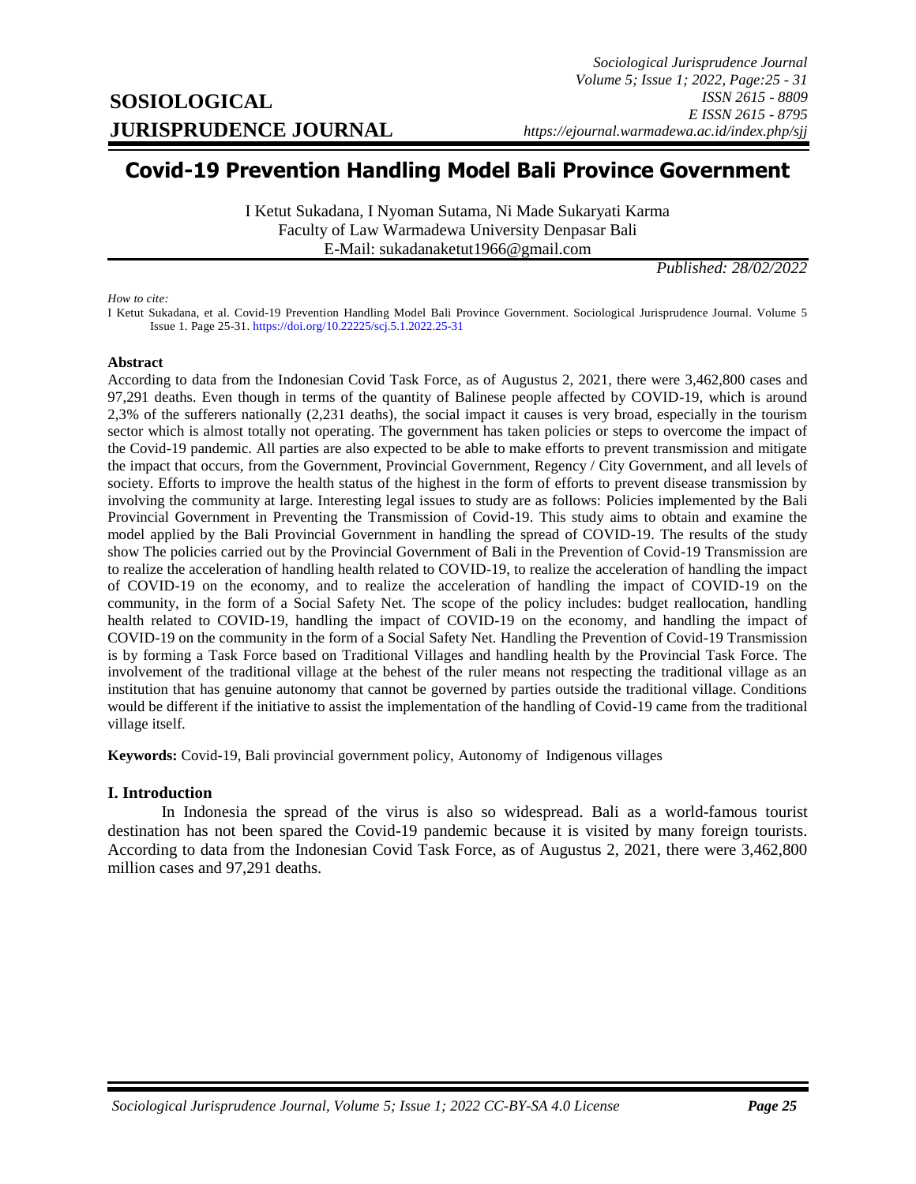# Covid-19 Prevention Handling Model Bali Province Government

I Ketut Sukadana, I Nyoman Sutama, Ni Made Sukaryati Karma
Faculty of Law Warmadewa University Denpasar Bali
E-Mail: sukadanaketut1966@gmail.com

*Published: 28/02/2022*

*How to cite:*
I Ketut Sukadana, et al. Covid-19 Prevention Handling Model Bali Province Government. Sociological Jurisprudence Journal. Volume 5 Issue 1. Page 25-31. https://doi.org/10.22225/scj.5.1.2022.25-31

**Abstract**

According to data from the Indonesian Covid Task Force, as of Augustus 2, 2021, there were 3,462,800 cases and 97,291 deaths. Even though in terms of the quantity of Balinese people affected by COVID-19, which is around 2,3% of the sufferers nationally (2,231 deaths), the social impact it causes is very broad, especially in the tourism sector which is almost totally not operating. The government has taken policies or steps to overcome the impact of the Covid-19 pandemic. All parties are also expected to be able to make efforts to prevent transmission and mitigate the impact that occurs, from the Government, Provincial Government, Regency / City Government, and all levels of society. Efforts to improve the health status of the highest in the form of efforts to prevent disease transmission by involving the community at large. Interesting legal issues to study are as follows: Policies implemented by the Bali Provincial Government in Preventing the Transmission of Covid-19. This study aims to obtain and examine the model applied by the Bali Provincial Government in handling the spread of COVID-19. The results of the study show The policies carried out by the Provincial Government of Bali in the Prevention of Covid-19 Transmission are to realize the acceleration of handling health related to COVID-19, to realize the acceleration of handling the impact of COVID-19 on the economy, and to realize the acceleration of handling the impact of COVID-19 on the community, in the form of a Social Safety Net. The scope of the policy includes: budget reallocation, handling health related to COVID-19, handling the impact of COVID-19 on the economy, and handling the impact of COVID-19 on the community in the form of a Social Safety Net. Handling the Prevention of Covid-19 Transmission is by forming a Task Force based on Traditional Villages and handling health by the Provincial Task Force. The involvement of the traditional village at the behest of the ruler means not respecting the traditional village as an institution that has genuine autonomy that cannot be governed by parties outside the traditional village. Conditions would be different if the initiative to assist the implementation of the handling of Covid-19 came from the traditional village itself.

**Keywords:** Covid-19, Bali provincial government policy, Autonomy of Indigenous villages

## I. Introduction

In Indonesia the spread of the virus is also so widespread. Bali as a world-famous tourist destination has not been spared the Covid-19 pandemic because it is visited by many foreign tourists. According to data from the Indonesian Covid Task Force, as of Augustus 2, 2021, there were 3,462,800 million cases and 97,291 deaths.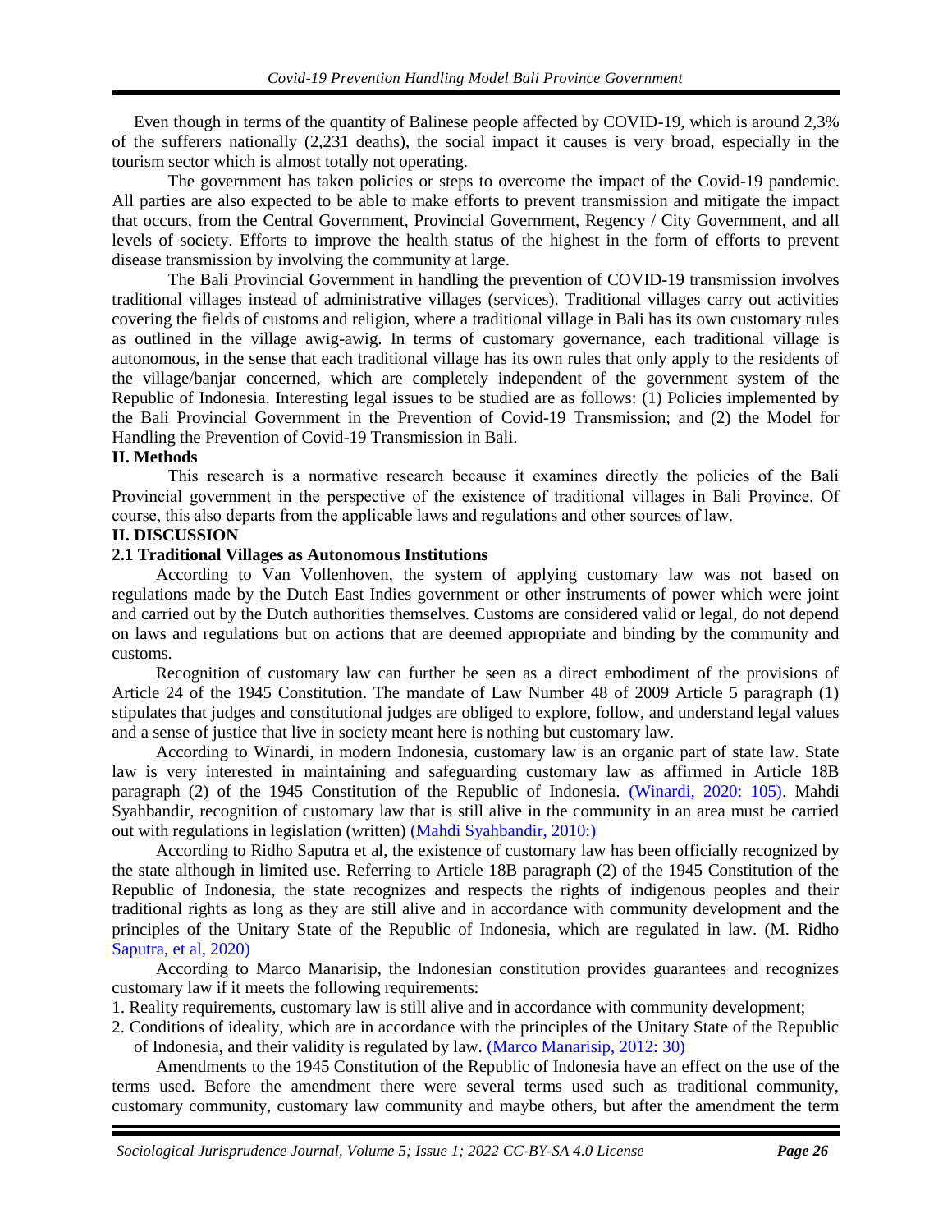Even though in terms of the quantity of Balinese people affected by COVID-19, which is around 2,3% of the sufferers nationally (2,231 deaths), the social impact it causes is very broad, especially in the tourism sector which is almost totally not operating.

The government has taken policies or steps to overcome the impact of the Covid-19 pandemic. All parties are also expected to be able to make efforts to prevent transmission and mitigate the impact that occurs, from the Central Government, Provincial Government, Regency / City Government, and all levels of society. Efforts to improve the health status of the highest in the form of efforts to prevent disease transmission by involving the community at large.

The Bali Provincial Government in handling the prevention of COVID-19 transmission involves traditional villages instead of administrative villages (services). Traditional villages carry out activities covering the fields of customs and religion, where a traditional village in Bali has its own customary rules as outlined in the village awig-awig. In terms of customary governance, each traditional village is autonomous, in the sense that each traditional village has its own rules that only apply to the residents of the village/banjar concerned, which are completely independent of the government system of the Republic of Indonesia. Interesting legal issues to be studied are as follows: (1) Policies implemented by the Bali Provincial Government in the Prevention of Covid-19 Transmission; and (2) the Model for Handling the Prevention of Covid-19 Transmission in Bali.

## II. Methods

This research is a normative research because it examines directly the policies of the Bali Provincial government in the perspective of the existence of traditional villages in Bali Province. Of course, this also departs from the applicable laws and regulations and other sources of law.

## II. DISCUSSION

### 2.1 Traditional Villages as Autonomous Institutions

According to Van Vollenhoven, the system of applying customary law was not based on regulations made by the Dutch East Indies government or other instruments of power which were joint and carried out by the Dutch authorities themselves. Customs are considered valid or legal, do not depend on laws and regulations but on actions that are deemed appropriate and binding by the community and customs.

Recognition of customary law can further be seen as a direct embodiment of the provisions of Article 24 of the 1945 Constitution. The mandate of Law Number 48 of 2009 Article 5 paragraph (1) stipulates that judges and constitutional judges are obliged to explore, follow, and understand legal values and a sense of justice that live in society meant here is nothing but customary law.

According to Winardi, in modern Indonesia, customary law is an organic part of state law. State law is very interested in maintaining and safeguarding customary law as affirmed in Article 18B paragraph (2) of the 1945 Constitution of the Republic of Indonesia. (Winardi, 2020: 105). Mahdi Syahbandir, recognition of customary law that is still alive in the community in an area must be carried out with regulations in legislation (written) (Mahdi Syahbandir, 2010:)

According to Ridho Saputra et al, the existence of customary law has been officially recognized by the state although in limited use. Referring to Article 18B paragraph (2) of the 1945 Constitution of the Republic of Indonesia, the state recognizes and respects the rights of indigenous peoples and their traditional rights as long as they are still alive and in accordance with community development and the principles of the Unitary State of the Republic of Indonesia, which are regulated in law. (M. Ridho Saputra, et al, 2020)

According to Marco Manarisip, the Indonesian constitution provides guarantees and recognizes customary law if it meets the following requirements:

1. Reality requirements, customary law is still alive and in accordance with community development;
2. Conditions of ideality, which are in accordance with the principles of the Unitary State of the Republic of Indonesia, and their validity is regulated by law. (Marco Manarisip, 2012: 30)

Amendments to the 1945 Constitution of the Republic of Indonesia have an effect on the use of the terms used. Before the amendment there were several terms used such as traditional community, customary community, customary law community and maybe others, but after the amendment the term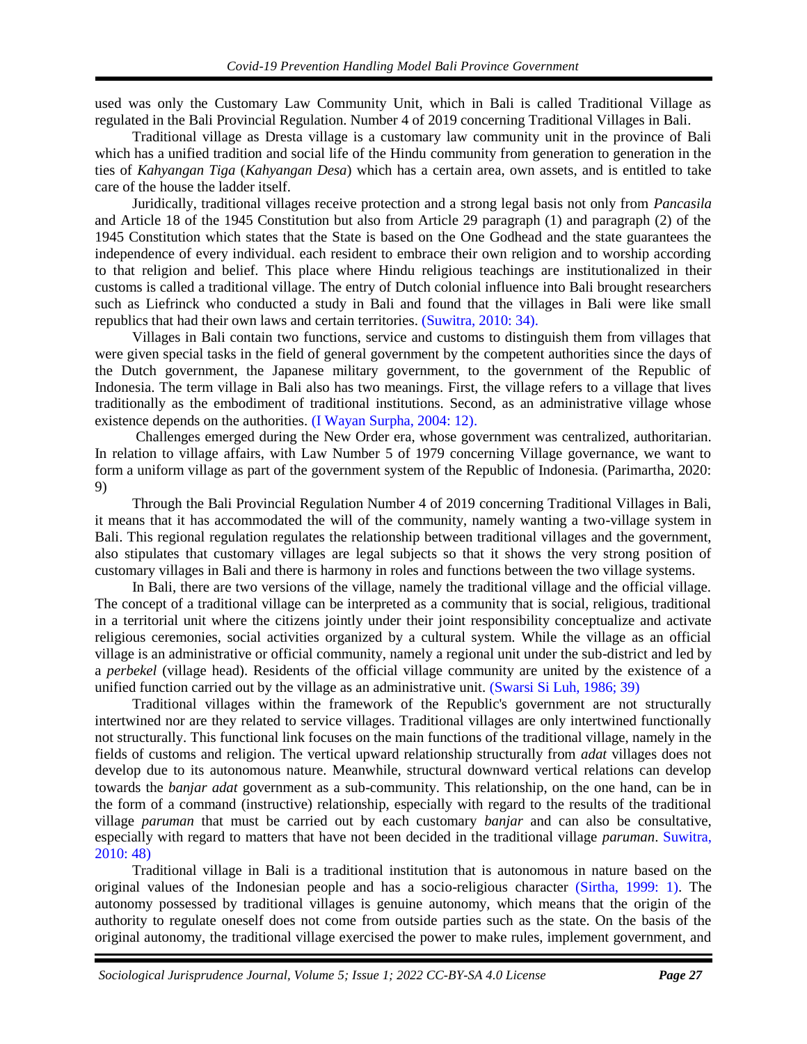used was only the Customary Law Community Unit, which in Bali is called Traditional Village as regulated in the Bali Provincial Regulation. Number 4 of 2019 concerning Traditional Villages in Bali.

Traditional village as Dresta village is a customary law community unit in the province of Bali which has a unified tradition and social life of the Hindu community from generation to generation in the ties of *Kahyangan Tiga* (*Kahyangan Desa*) which has a certain area, own assets, and is entitled to take care of the house the ladder itself.

Juridically, traditional villages receive protection and a strong legal basis not only from *Pancasila* and Article 18 of the 1945 Constitution but also from Article 29 paragraph (1) and paragraph (2) of the 1945 Constitution which states that the State is based on the One Godhead and the state guarantees the independence of every individual. each resident to embrace their own religion and to worship according to that religion and belief. This place where Hindu religious teachings are institutionalized in their customs is called a traditional village. The entry of Dutch colonial influence into Bali brought researchers such as Liefrinck who conducted a study in Bali and found that the villages in Bali were like small republics that had their own laws and certain territories. (Suwitra, 2010: 34).

Villages in Bali contain two functions, service and customs to distinguish them from villages that were given special tasks in the field of general government by the competent authorities since the days of the Dutch government, the Japanese military government, to the government of the Republic of Indonesia. The term village in Bali also has two meanings. First, the village refers to a village that lives traditionally as the embodiment of traditional institutions. Second, as an administrative village whose existence depends on the authorities. (I Wayan Surpha, 2004: 12).

Challenges emerged during the New Order era, whose government was centralized, authoritarian. In relation to village affairs, with Law Number 5 of 1979 concerning Village governance, we want to form a uniform village as part of the government system of the Republic of Indonesia. (Parimartha, 2020: 9)

Through the Bali Provincial Regulation Number 4 of 2019 concerning Traditional Villages in Bali, it means that it has accommodated the will of the community, namely wanting a two-village system in Bali. This regional regulation regulates the relationship between traditional villages and the government, also stipulates that customary villages are legal subjects so that it shows the very strong position of customary villages in Bali and there is harmony in roles and functions between the two village systems.

In Bali, there are two versions of the village, namely the traditional village and the official village. The concept of a traditional village can be interpreted as a community that is social, religious, traditional in a territorial unit where the citizens jointly under their joint responsibility conceptualize and activate religious ceremonies, social activities organized by a cultural system. While the village as an official village is an administrative or official community, namely a regional unit under the sub-district and led by a *perbekel* (village head). Residents of the official village community are united by the existence of a unified function carried out by the village as an administrative unit. (Swarsi Si Luh, 1986; 39)

Traditional villages within the framework of the Republic's government are not structurally intertwined nor are they related to service villages. Traditional villages are only intertwined functionally not structurally. This functional link focuses on the main functions of the traditional village, namely in the fields of customs and religion. The vertical upward relationship structurally from *adat* villages does not develop due to its autonomous nature. Meanwhile, structural downward vertical relations can develop towards the *banjar adat* government as a sub-community. This relationship, on the one hand, can be in the form of a command (instructive) relationship, especially with regard to the results of the traditional village *paruman* that must be carried out by each customary *banjar* and can also be consultative, especially with regard to matters that have not been decided in the traditional village *paruman*. Suwitra, 2010: 48)

Traditional village in Bali is a traditional institution that is autonomous in nature based on the original values of the Indonesian people and has a socio-religious character (Sirtha, 1999: 1). The autonomy possessed by traditional villages is genuine autonomy, which means that the origin of the authority to regulate oneself does not come from outside parties such as the state. On the basis of the original autonomy, the traditional village exercised the power to make rules, implement government, and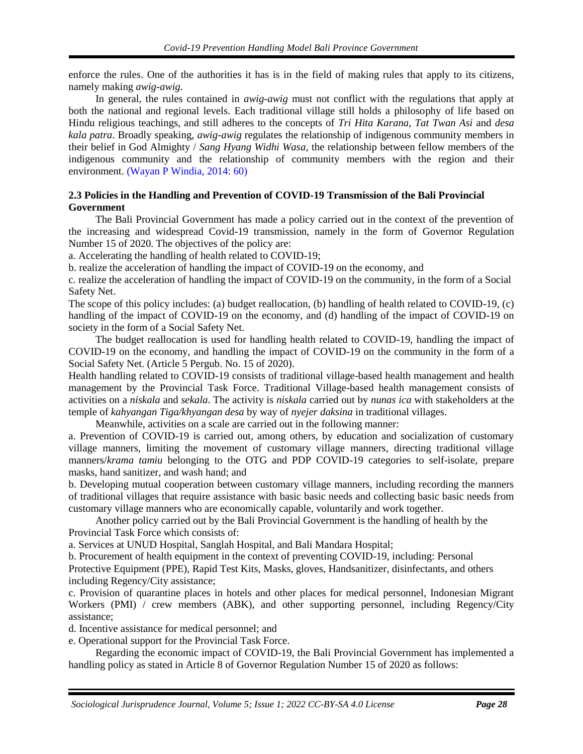enforce the rules. One of the authorities it has is in the field of making rules that apply to its citizens, namely making *awig-awig*.

In general, the rules contained in *awig-awig* must not conflict with the regulations that apply at both the national and regional levels. Each traditional village still holds a philosophy of life based on Hindu religious teachings, and still adheres to the concepts of *Tri Hita Karana*, *Tat Twan Asi* and *desa kala patra*. Broadly speaking, *awig-awig* regulates the relationship of indigenous community members in their belief in God Almighty / *Sang Hyang Widhi Wasa*, the relationship between fellow members of the indigenous community and the relationship of community members with the region and their environment. (Wayan P Windia, 2014: 60)

### 2.3 Policies in the Handling and Prevention of COVID-19 Transmission of the Bali Provincial Government

The Bali Provincial Government has made a policy carried out in the context of the prevention of the increasing and widespread Covid-19 transmission, namely in the form of Governor Regulation Number 15 of 2020. The objectives of the policy are:

a. Accelerating the handling of health related to COVID-19;

b. realize the acceleration of handling the impact of COVID-19 on the economy, and

c. realize the acceleration of handling the impact of COVID-19 on the community, in the form of a Social Safety Net.

The scope of this policy includes: (a) budget reallocation, (b) handling of health related to COVID-19, (c) handling of the impact of COVID-19 on the economy, and (d) handling of the impact of COVID-19 on society in the form of a Social Safety Net.

The budget reallocation is used for handling health related to COVID-19, handling the impact of COVID-19 on the economy, and handling the impact of COVID-19 on the community in the form of a Social Safety Net. (Article 5 Pergub. No. 15 of 2020).

Health handling related to COVID-19 consists of traditional village-based health management and health management by the Provincial Task Force. Traditional Village-based health management consists of activities on a *niskala* and *sekala*. The activity is *niskala* carried out by *nunas ica* with stakeholders at the temple of *kahyangan Tiga/khyangan desa* by way of *nyejer daksina* in traditional villages.

Meanwhile, activities on a scale are carried out in the following manner:

a. Prevention of COVID-19 is carried out, among others, by education and socialization of customary village manners, limiting the movement of customary village manners, directing traditional village manners/*krama tamiu* belonging to the OTG and PDP COVID-19 categories to self-isolate, prepare masks, hand sanitizer, and wash hand; and

b. Developing mutual cooperation between customary village manners, including recording the manners of traditional villages that require assistance with basic basic needs and collecting basic basic needs from customary village manners who are economically capable, voluntarily and work together.

Another policy carried out by the Bali Provincial Government is the handling of health by the Provincial Task Force which consists of:

a. Services at UNUD Hospital, Sanglah Hospital, and Bali Mandara Hospital;

b. Procurement of health equipment in the context of preventing COVID-19, including: Personal Protective Equipment (PPE), Rapid Test Kits, Masks, gloves, Handsanitizer, disinfectants, and others including Regency/City assistance;

c. Provision of quarantine places in hotels and other places for medical personnel, Indonesian Migrant Workers (PMI) / crew members (ABK), and other supporting personnel, including Regency/City assistance;

d. Incentive assistance for medical personnel; and

e. Operational support for the Provincial Task Force.

Regarding the economic impact of COVID-19, the Bali Provincial Government has implemented a handling policy as stated in Article 8 of Governor Regulation Number 15 of 2020 as follows: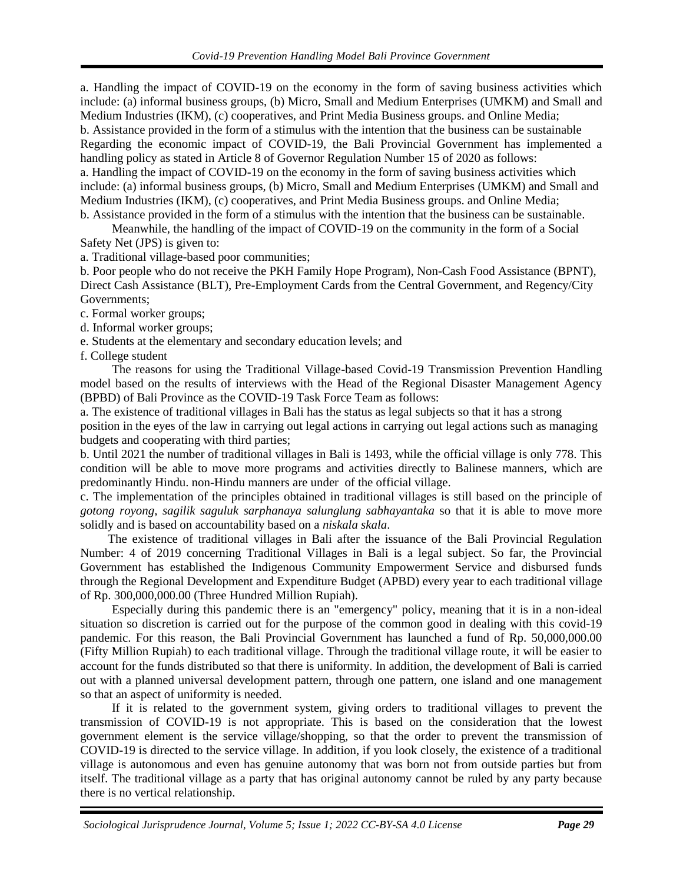a. Handling the impact of COVID-19 on the economy in the form of saving business activities which include: (a) informal business groups, (b) Micro, Small and Medium Enterprises (UMKM) and Small and Medium Industries (IKM), (c) cooperatives, and Print Media Business groups. and Online Media;

b. Assistance provided in the form of a stimulus with the intention that the business can be sustainable Regarding the economic impact of COVID-19, the Bali Provincial Government has implemented a handling policy as stated in Article 8 of Governor Regulation Number 15 of 2020 as follows:

a. Handling the impact of COVID-19 on the economy in the form of saving business activities which include: (a) informal business groups, (b) Micro, Small and Medium Enterprises (UMKM) and Small and Medium Industries (IKM), (c) cooperatives, and Print Media Business groups. and Online Media;

b. Assistance provided in the form of a stimulus with the intention that the business can be sustainable.

Meanwhile, the handling of the impact of COVID-19 on the community in the form of a Social Safety Net (JPS) is given to:

a. Traditional village-based poor communities;

b. Poor people who do not receive the PKH Family Hope Program), Non-Cash Food Assistance (BPNT), Direct Cash Assistance (BLT), Pre-Employment Cards from the Central Government, and Regency/City Governments;

c. Formal worker groups;

d. Informal worker groups;

e. Students at the elementary and secondary education levels; and

f. College student

The reasons for using the Traditional Village-based Covid-19 Transmission Prevention Handling model based on the results of interviews with the Head of the Regional Disaster Management Agency (BPBD) of Bali Province as the COVID-19 Task Force Team as follows:

a. The existence of traditional villages in Bali has the status as legal subjects so that it has a strong position in the eyes of the law in carrying out legal actions in carrying out legal actions such as managing budgets and cooperating with third parties;

b. Until 2021 the number of traditional villages in Bali is 1493, while the official village is only 778. This condition will be able to move more programs and activities directly to Balinese manners, which are predominantly Hindu. non-Hindu manners are under of the official village.

c. The implementation of the principles obtained in traditional villages is still based on the principle of *gotong royong*, *sagilik saguluk sarphanaya salunglung sabhayantaka* so that it is able to move more solidly and is based on accountability based on a *niskala skala*.

The existence of traditional villages in Bali after the issuance of the Bali Provincial Regulation Number: 4 of 2019 concerning Traditional Villages in Bali is a legal subject. So far, the Provincial Government has established the Indigenous Community Empowerment Service and disbursed funds through the Regional Development and Expenditure Budget (APBD) every year to each traditional village of Rp. 300,000,000.00 (Three Hundred Million Rupiah).

Especially during this pandemic there is an "emergency" policy, meaning that it is in a non-ideal situation so discretion is carried out for the purpose of the common good in dealing with this covid-19 pandemic. For this reason, the Bali Provincial Government has launched a fund of Rp. 50,000,000.00 (Fifty Million Rupiah) to each traditional village. Through the traditional village route, it will be easier to account for the funds distributed so that there is uniformity. In addition, the development of Bali is carried out with a planned universal development pattern, through one pattern, one island and one management so that an aspect of uniformity is needed.

If it is related to the government system, giving orders to traditional villages to prevent the transmission of COVID-19 is not appropriate. This is based on the consideration that the lowest government element is the service village/shopping, so that the order to prevent the transmission of COVID-19 is directed to the service village. In addition, if you look closely, the existence of a traditional village is autonomous and even has genuine autonomy that was born not from outside parties but from itself. The traditional village as a party that has original autonomy cannot be ruled by any party because there is no vertical relationship.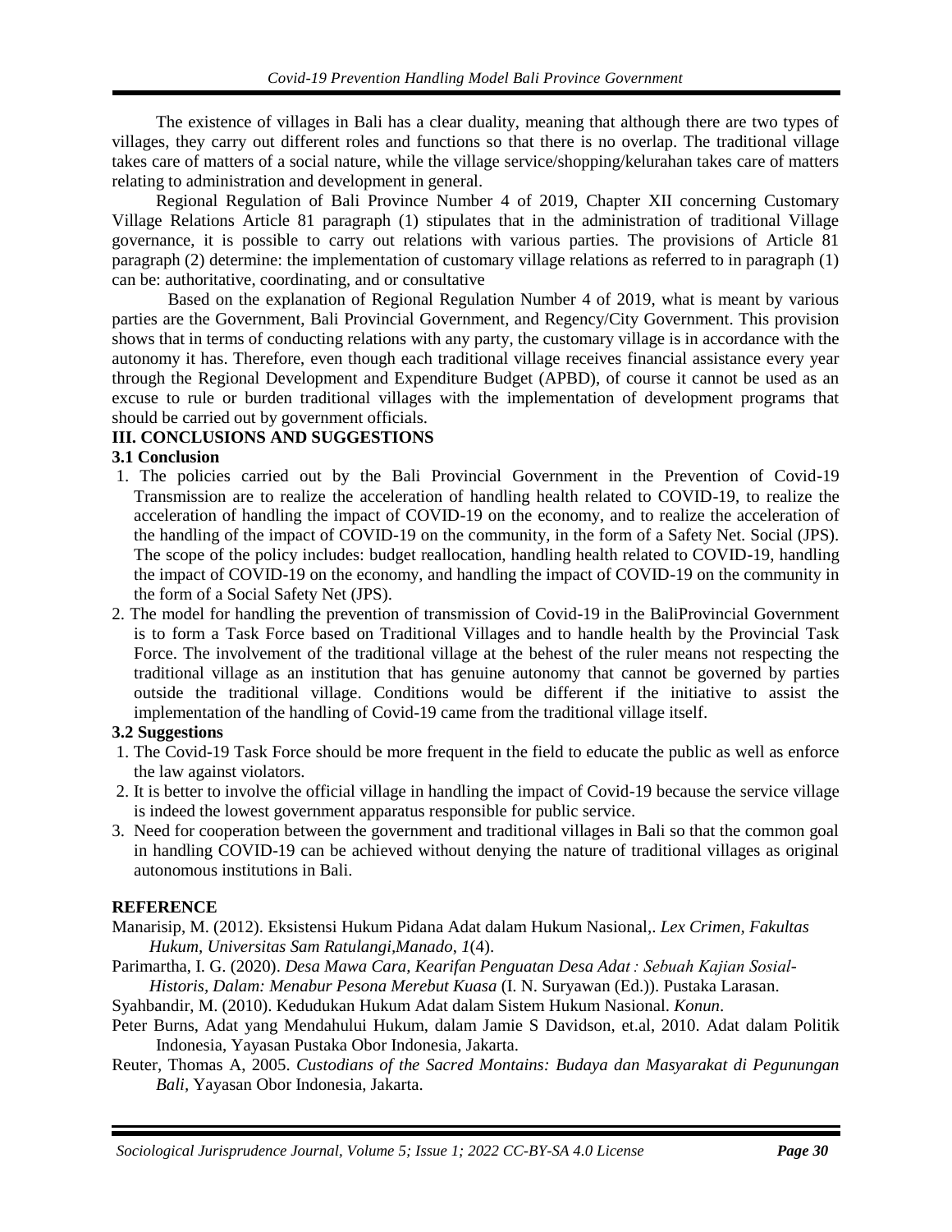The existence of villages in Bali has a clear duality, meaning that although there are two types of villages, they carry out different roles and functions so that there is no overlap. The traditional village takes care of matters of a social nature, while the village service/shopping/kelurahan takes care of matters relating to administration and development in general.

Regional Regulation of Bali Province Number 4 of 2019, Chapter XII concerning Customary Village Relations Article 81 paragraph (1) stipulates that in the administration of traditional Village governance, it is possible to carry out relations with various parties. The provisions of Article 81 paragraph (2) determine: the implementation of customary village relations as referred to in paragraph (1) can be: authoritative, coordinating, and or consultative

Based on the explanation of Regional Regulation Number 4 of 2019, what is meant by various parties are the Government, Bali Provincial Government, and Regency/City Government. This provision shows that in terms of conducting relations with any party, the customary village is in accordance with the autonomy it has. Therefore, even though each traditional village receives financial assistance every year through the Regional Development and Expenditure Budget (APBD), of course it cannot be used as an excuse to rule or burden traditional villages with the implementation of development programs that should be carried out by government officials.

## III. CONCLUSIONS AND SUGGESTIONS

### 3.1 Conclusion

1. The policies carried out by the Bali Provincial Government in the Prevention of Covid-19 Transmission are to realize the acceleration of handling health related to COVID-19, to realize the acceleration of handling the impact of COVID-19 on the economy, and to realize the acceleration of the handling of the impact of COVID-19 on the community, in the form of a Safety Net. Social (JPS). The scope of the policy includes: budget reallocation, handling health related to COVID-19, handling the impact of COVID-19 on the economy, and handling the impact of COVID-19 on the community in the form of a Social Safety Net (JPS).
2. The model for handling the prevention of transmission of Covid-19 in the BaliProvincial Government is to form a Task Force based on Traditional Villages and to handle health by the Provincial Task Force. The involvement of the traditional village at the behest of the ruler means not respecting the traditional village as an institution that has genuine autonomy that cannot be governed by parties outside the traditional village. Conditions would be different if the initiative to assist the implementation of the handling of Covid-19 came from the traditional village itself.

### 3.2 Suggestions

1. The Covid-19 Task Force should be more frequent in the field to educate the public as well as enforce the law against violators.
2. It is better to involve the official village in handling the impact of Covid-19 because the service village is indeed the lowest government apparatus responsible for public service.
3. Need for cooperation between the government and traditional villages in Bali so that the common goal in handling COVID-19 can be achieved without denying the nature of traditional villages as original autonomous institutions in Bali.

## REFERENCE

Manarisip, M. (2012). Eksistensi Hukum Pidana Adat dalam Hukum Nasional,. *Lex Crimen, Fakultas Hukum, Universitas Sam Ratulangi,Manado*, *1*(4).

Parimartha, I. G. (2020). *Desa Mawa Cara, Kearifan Penguatan Desa Adat : Sebuah Kajian Sosial-Historis, Dalam: Menabur Pesona Merebut Kuasa* (I. N. Suryawan (Ed.)). Pustaka Larasan.

Syahbandir, M. (2010). Kedudukan Hukum Adat dalam Sistem Hukum Nasional. *Konun*.

Peter Burns, Adat yang Mendahului Hukum, dalam Jamie S Davidson, et.al, 2010. Adat dalam Politik Indonesia, Yayasan Pustaka Obor Indonesia, Jakarta.

Reuter, Thomas A, 2005. *Custodians of the Sacred Montains: Budaya dan Masyarakat di Pegunungan Bali*, Yayasan Obor Indonesia, Jakarta.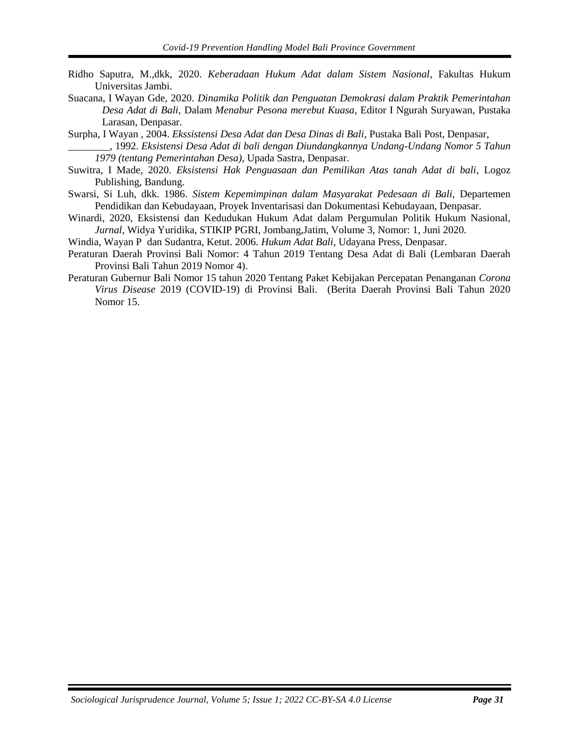Ridho Saputra, M.,dkk, 2020. *Keberadaan Hukum Adat dalam Sistem Nasional*, Fakultas Hukum Universitas Jambi.

Suacana, I Wayan Gde, 2020. *Dinamika Politik dan Penguatan Demokrasi dalam Praktik Pemerintahan Desa Adat di Bali*, Dalam *Menabur Pesona merebut Kuasa*, Editor I Ngurah Suryawan, Pustaka Larasan, Denpasar.

Surpha, I Wayan , 2004. *Ekssistensi Desa Adat dan Desa Dinas di Bali*, Pustaka Bali Post, Denpasar,

________, 1992. *Eksistensi Desa Adat di bali dengan Diundangkannya Undang-Undang Nomor 5 Tahun 1979 (tentang Pemerintahan Desa)*, Upada Sastra, Denpasar.

Suwitra, I Made, 2020. *Eksistensi Hak Penguasaan dan Pemilikan Atas tanah Adat di bali*, Logoz Publishing, Bandung.

Swarsi, Si Luh, dkk. 1986. *Sistem Kepemimpinan dalam Masyarakat Pedesaan di Bali*, Departemen Pendidikan dan Kebudayaan, Proyek Inventarisasi dan Dokumentasi Kebudayaan, Denpasar.

Winardi, 2020, Eksistensi dan Kedudukan Hukum Adat dalam Pergumulan Politik Hukum Nasional, *Jurnal*, Widya Yuridika, STIKIP PGRI, Jombang,Jatim, Volume 3, Nomor: 1, Juni 2020.

Windia, Wayan P dan Sudantra, Ketut. 2006. *Hukum Adat Bali*, Udayana Press, Denpasar.

Peraturan Daerah Provinsi Bali Nomor: 4 Tahun 2019 Tentang Desa Adat di Bali (Lembaran Daerah Provinsi Bali Tahun 2019 Nomor 4).

Peraturan Gubernur Bali Nomor 15 tahun 2020 Tentang Paket Kebijakan Percepatan Penanganan *Corona Virus Disease* 2019 (COVID-19) di Provinsi Bali. (Berita Daerah Provinsi Bali Tahun 2020 Nomor 15.